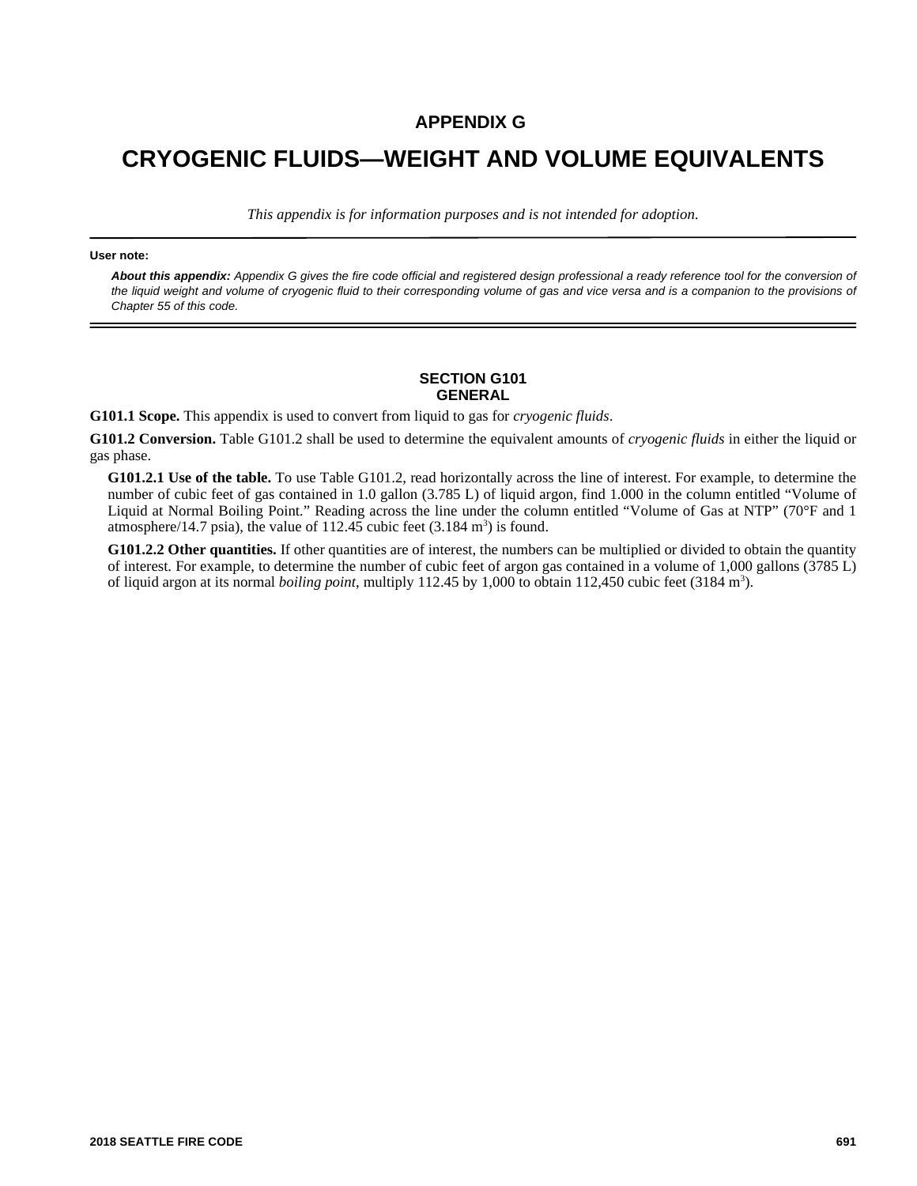# APPENDIX G

# CRYOGENIC FLUIDS—WEIGHT AND VOLUME EQUIVALENTS

*This appendix is for information purposes and is not intended for adoption.*

**User note:**

***About this appendix:*** *Appendix G gives the fire code official and registered design professional a ready reference tool for the conversion of the liquid weight and volume of cryogenic fluid to their corresponding volume of gas and vice versa and is a companion to the provisions of Chapter 55 of this code.*

## SECTION G101
## GENERAL

**G101.1 Scope.** This appendix is used to convert from liquid to gas for *cryogenic fluids*.

**G101.2 Conversion.** Table G101.2 shall be used to determine the equivalent amounts of *cryogenic fluids* in either the liquid or gas phase.

**G101.2.1 Use of the table.** To use Table G101.2, read horizontally across the line of interest. For example, to determine the number of cubic feet of gas contained in 1.0 gallon (3.785 L) of liquid argon, find 1.000 in the column entitled "Volume of Liquid at Normal Boiling Point." Reading across the line under the column entitled "Volume of Gas at NTP" (70°F and 1 atmosphere/14.7 psia), the value of 112.45 cubic feet (3.184 $m^3$) is found.

**G101.2.2 Other quantities.** If other quantities are of interest, the numbers can be multiplied or divided to obtain the quantity of interest. For example, to determine the number of cubic feet of argon gas contained in a volume of 1,000 gallons (3785 L) of liquid argon at its normal *boiling point*, multiply 112.45 by 1,000 to obtain 112,450 cubic feet (3184 $m^3$).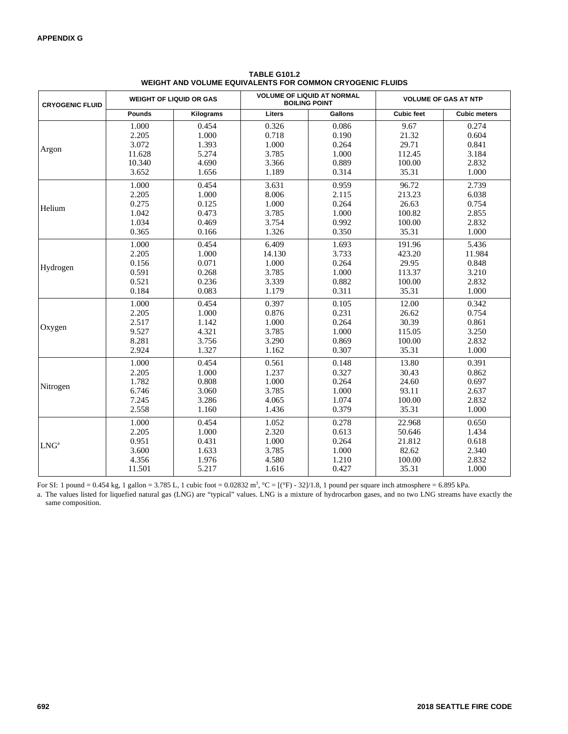**APPENDIX G**

**TABLE G101.2**
**WEIGHT AND VOLUME EQUIVALENTS FOR COMMON CRYOGENIC FLUIDS**

| CRYOGENIC FLUID | WEIGHT OF LIQUID OR GAS | | VOLUME OF LIQUID AT NORMAL BOILING POINT | | VOLUME OF GAS AT NTP | |
|---|---|---|---|---|---|---|
| | Pounds | Kilograms | Liters | Gallons | Cubic feet | Cubic meters |
| Argon | 1.000 | 0.454 | 0.326 | 0.086 | 9.67 | 0.274 |
| | 2.205 | 1.000 | 0.718 | 0.190 | 21.32 | 0.604 |
| | 3.072 | 1.393 | 1.000 | 0.264 | 29.71 | 0.841 |
| | 11.628 | 5.274 | 3.785 | 1.000 | 112.45 | 3.184 |
| | 10.340 | 4.690 | 3.366 | 0.889 | 100.00 | 2.832 |
| | 3.652 | 1.656 | 1.189 | 0.314 | 35.31 | 1.000 |
| Helium | 1.000 | 0.454 | 3.631 | 0.959 | 96.72 | 2.739 |
| | 2.205 | 1.000 | 8.006 | 2.115 | 213.23 | 6.038 |
| | 0.275 | 0.125 | 1.000 | 0.264 | 26.63 | 0.754 |
| | 1.042 | 0.473 | 3.785 | 1.000 | 100.82 | 2.855 |
| | 1.034 | 0.469 | 3.754 | 0.992 | 100.00 | 2.832 |
| | 0.365 | 0.166 | 1.326 | 0.350 | 35.31 | 1.000 |
| Hydrogen | 1.000 | 0.454 | 6.409 | 1.693 | 191.96 | 5.436 |
| | 2.205 | 1.000 | 14.130 | 3.733 | 423.20 | 11.984 |
| | 0.156 | 0.071 | 1.000 | 0.264 | 29.95 | 0.848 |
| | 0.591 | 0.268 | 3.785 | 1.000 | 113.37 | 3.210 |
| | 0.521 | 0.236 | 3.339 | 0.882 | 100.00 | 2.832 |
| | 0.184 | 0.083 | 1.179 | 0.311 | 35.31 | 1.000 |
| Oxygen | 1.000 | 0.454 | 0.397 | 0.105 | 12.00 | 0.342 |
| | 2.205 | 1.000 | 0.876 | 0.231 | 26.62 | 0.754 |
| | 2.517 | 1.142 | 1.000 | 0.264 | 30.39 | 0.861 |
| | 9.527 | 4.321 | 3.785 | 1.000 | 115.05 | 3.250 |
| | 8.281 | 3.756 | 3.290 | 0.869 | 100.00 | 2.832 |
| | 2.924 | 1.327 | 1.162 | 0.307 | 35.31 | 1.000 |
| Nitrogen | 1.000 | 0.454 | 0.561 | 0.148 | 13.80 | 0.391 |
| | 2.205 | 1.000 | 1.237 | 0.327 | 30.43 | 0.862 |
| | 1.782 | 0.808 | 1.000 | 0.264 | 24.60 | 0.697 |
| | 6.746 | 3.060 | 3.785 | 1.000 | 93.11 | 2.637 |
| | 7.245 | 3.286 | 4.065 | 1.074 | 100.00 | 2.832 |
| | 2.558 | 1.160 | 1.436 | 0.379 | 35.31 | 1.000 |
| LNG[a] | 1.000 | 0.454 | 1.052 | 0.278 | 22.968 | 0.650 |
| | 2.205 | 1.000 | 2.320 | 0.613 | 50.646 | 1.434 |
| | 0.951 | 0.431 | 1.000 | 0.264 | 21.812 | 0.618 |
| | 3.600 | 1.633 | 3.785 | 1.000 | 82.62 | 2.340 |
| | 4.356 | 1.976 | 4.580 | 1.210 | 100.00 | 2.832 |
| | 11.501 | 5.217 | 1.616 | 0.427 | 35.31 | 1.000 |

For SI: 1 pound = 0.454 kg, 1 gallon = 3.785 L, 1 cubic foot = 0.02832 $m^3$, °C = [(°F) - 32]/1.8, 1 pound per square inch atmosphere = 6.895 kPa.

a. The values listed for liquefied natural gas (LNG) are "typical" values. LNG is a mixture of hydrocarbon gases, and no two LNG streams have exactly the same composition.